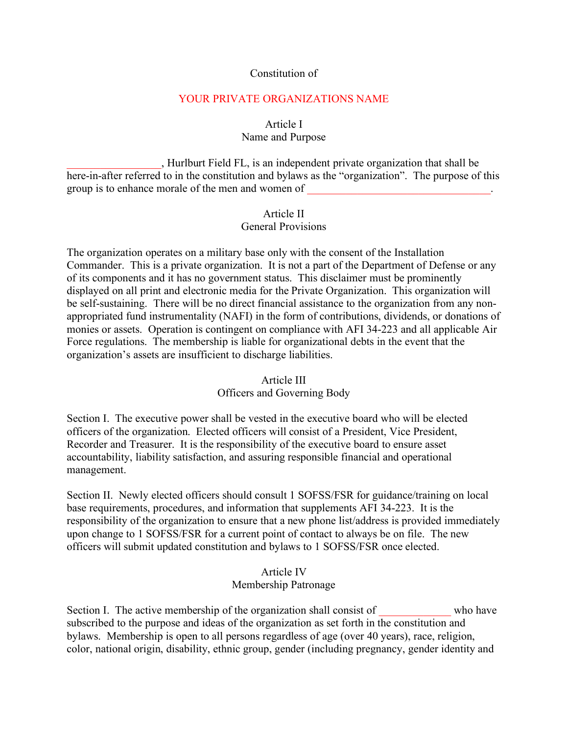Constitution of

YOUR PRIVATE ORGANIZATIONS NAME

## Article I
## Name and Purpose

________________, Hurlburt Field FL, is an independent private organization that shall be here-in-after referred to in the constitution and bylaws as the "organization". The purpose of this group is to enhance morale of the men and women of _________________________________.

## Article II
## General Provisions

The organization operates on a military base only with the consent of the Installation Commander. This is a private organization. It is not a part of the Department of Defense or any of its components and it has no government status. This disclaimer must be prominently displayed on all print and electronic media for the Private Organization. This organization will be self-sustaining. There will be no direct financial assistance to the organization from any non-appropriated fund instrumentality (NAFI) in the form of contributions, dividends, or donations of monies or assets. Operation is contingent on compliance with AFI 34-223 and all applicable Air Force regulations. The membership is liable for organizational debts in the event that the organization's assets are insufficient to discharge liabilities.

## Article III
## Officers and Governing Body

Section I. The executive power shall be vested in the executive board who will be elected officers of the organization. Elected officers will consist of a President, Vice President, Recorder and Treasurer. It is the responsibility of the executive board to ensure asset accountability, liability satisfaction, and assuring responsible financial and operational management.

Section II. Newly elected officers should consult 1 SOFSS/FSR for guidance/training on local base requirements, procedures, and information that supplements AFI 34-223. It is the responsibility of the organization to ensure that a new phone list/address is provided immediately upon change to 1 SOFSS/FSR for a current point of contact to always be on file. The new officers will submit updated constitution and bylaws to 1 SOFSS/FSR once elected.

## Article IV
## Membership Patronage

Section I. The active membership of the organization shall consist of _____________ who have subscribed to the purpose and ideas of the organization as set forth in the constitution and bylaws. Membership is open to all persons regardless of age (over 40 years), race, religion, color, national origin, disability, ethnic group, gender (including pregnancy, gender identity and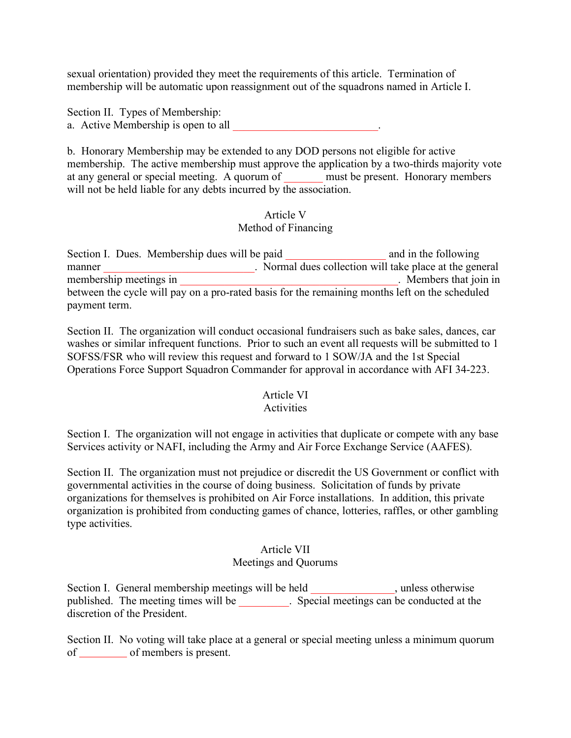sexual orientation) provided they meet the requirements of this article. Termination of membership will be automatic upon reassignment out of the squadrons named in Article I.

Section II. Types of Membership:
a. Active Membership is open to all ___________________________.

b. Honorary Membership may be extended to any DOD persons not eligible for active membership. The active membership must approve the application by a two-thirds majority vote at any general or special meeting. A quorum of _______ must be present. Honorary members will not be held liable for any debts incurred by the association.

## Article V
## Method of Financing

Section I. Dues. Membership dues will be paid __________________ and in the following manner ____________________________. Normal dues collection will take place at the general membership meetings in ________________________________________. Members that join in between the cycle will pay on a pro-rated basis for the remaining months left on the scheduled payment term.

Section II. The organization will conduct occasional fundraisers such as bake sales, dances, car washes or similar infrequent functions. Prior to such an event all requests will be submitted to 1 SOFSS/FSR who will review this request and forward to 1 SOW/JA and the 1st Special Operations Force Support Squadron Commander for approval in accordance with AFI 34-223.

## Article VI
## Activities

Section I. The organization will not engage in activities that duplicate or compete with any base Services activity or NAFI, including the Army and Air Force Exchange Service (AAFES).

Section II. The organization must not prejudice or discredit the US Government or conflict with governmental activities in the course of doing business. Solicitation of funds by private organizations for themselves is prohibited on Air Force installations. In addition, this private organization is prohibited from conducting games of chance, lotteries, raffles, or other gambling type activities.

## Article VII
## Meetings and Quorums

Section I. General membership meetings will be held _______________, unless otherwise published. The meeting times will be _________. Special meetings can be conducted at the discretion of the President.

Section II. No voting will take place at a general or special meeting unless a minimum quorum of _________ of members is present.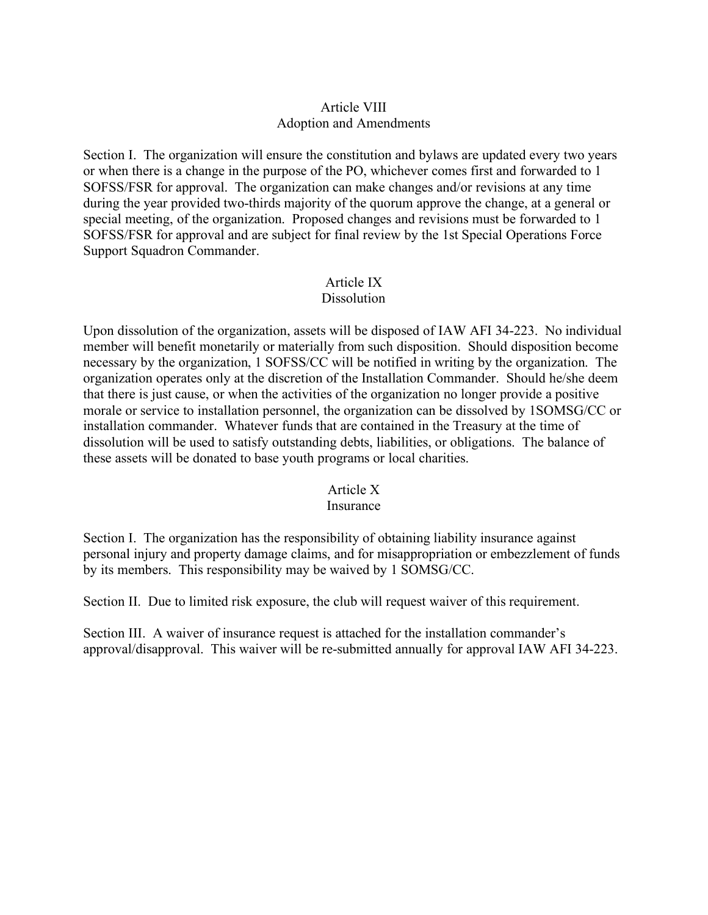## Article VIII
## Adoption and Amendments

Section I. The organization will ensure the constitution and bylaws are updated every two years or when there is a change in the purpose of the PO, whichever comes first and forwarded to 1 SOFSS/FSR for approval. The organization can make changes and/or revisions at any time during the year provided two-thirds majority of the quorum approve the change, at a general or special meeting, of the organization. Proposed changes and revisions must be forwarded to 1 SOFSS/FSR for approval and are subject for final review by the 1st Special Operations Force Support Squadron Commander.

## Article IX
## Dissolution

Upon dissolution of the organization, assets will be disposed of IAW AFI 34-223. No individual member will benefit monetarily or materially from such disposition. Should disposition become necessary by the organization, 1 SOFSS/CC will be notified in writing by the organization. The organization operates only at the discretion of the Installation Commander. Should he/she deem that there is just cause, or when the activities of the organization no longer provide a positive morale or service to installation personnel, the organization can be dissolved by 1SOMSG/CC or installation commander. Whatever funds that are contained in the Treasury at the time of dissolution will be used to satisfy outstanding debts, liabilities, or obligations. The balance of these assets will be donated to base youth programs or local charities.

## Article X
## Insurance

Section I. The organization has the responsibility of obtaining liability insurance against personal injury and property damage claims, and for misappropriation or embezzlement of funds by its members. This responsibility may be waived by 1 SOMSG/CC.

Section II. Due to limited risk exposure, the club will request waiver of this requirement.

Section III. A waiver of insurance request is attached for the installation commander's approval/disapproval. This waiver will be re-submitted annually for approval IAW AFI 34-223.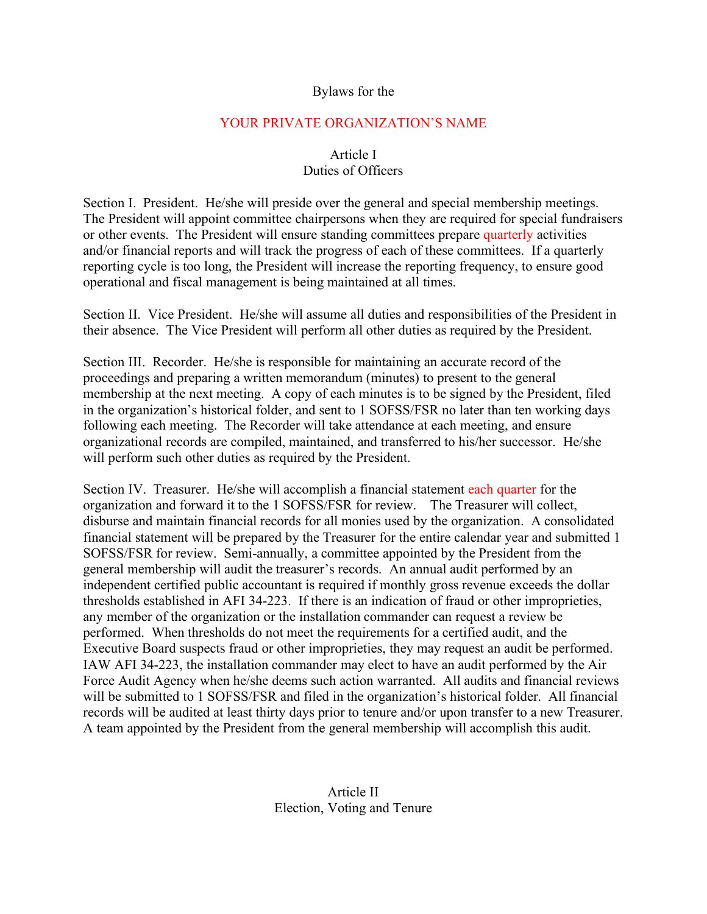Bylaws for the

YOUR PRIVATE ORGANIZATION'S NAME

# Article I
## Duties of Officers

Section I. President. He/she will preside over the general and special membership meetings. The President will appoint committee chairpersons when they are required for special fundraisers or other events. The President will ensure standing committees prepare quarterly activities and/or financial reports and will track the progress of each of these committees. If a quarterly reporting cycle is too long, the President will increase the reporting frequency, to ensure good operational and fiscal management is being maintained at all times.

Section II. Vice President. He/she will assume all duties and responsibilities of the President in their absence. The Vice President will perform all other duties as required by the President.

Section III. Recorder. He/she is responsible for maintaining an accurate record of the proceedings and preparing a written memorandum (minutes) to present to the general membership at the next meeting. A copy of each minutes is to be signed by the President, filed in the organization's historical folder, and sent to 1 SOFSS/FSR no later than ten working days following each meeting. The Recorder will take attendance at each meeting, and ensure organizational records are compiled, maintained, and transferred to his/her successor. He/she will perform such other duties as required by the President.

Section IV. Treasurer. He/she will accomplish a financial statement each quarter for the organization and forward it to the 1 SOFSS/FSR for review. The Treasurer will collect, disburse and maintain financial records for all monies used by the organization. A consolidated financial statement will be prepared by the Treasurer for the entire calendar year and submitted 1 SOFSS/FSR for review. Semi-annually, a committee appointed by the President from the general membership will audit the treasurer's records. An annual audit performed by an independent certified public accountant is required if monthly gross revenue exceeds the dollar thresholds established in AFI 34-223. If there is an indication of fraud or other improprieties, any member of the organization or the installation commander can request a review be performed. When thresholds do not meet the requirements for a certified audit, and the Executive Board suspects fraud or other improprieties, they may request an audit be performed. IAW AFI 34-223, the installation commander may elect to have an audit performed by the Air Force Audit Agency when he/she deems such action warranted. All audits and financial reviews will be submitted to 1 SOFSS/FSR and filed in the organization's historical folder. All financial records will be audited at least thirty days prior to tenure and/or upon transfer to a new Treasurer. A team appointed by the President from the general membership will accomplish this audit.

# Article II
## Election, Voting and Tenure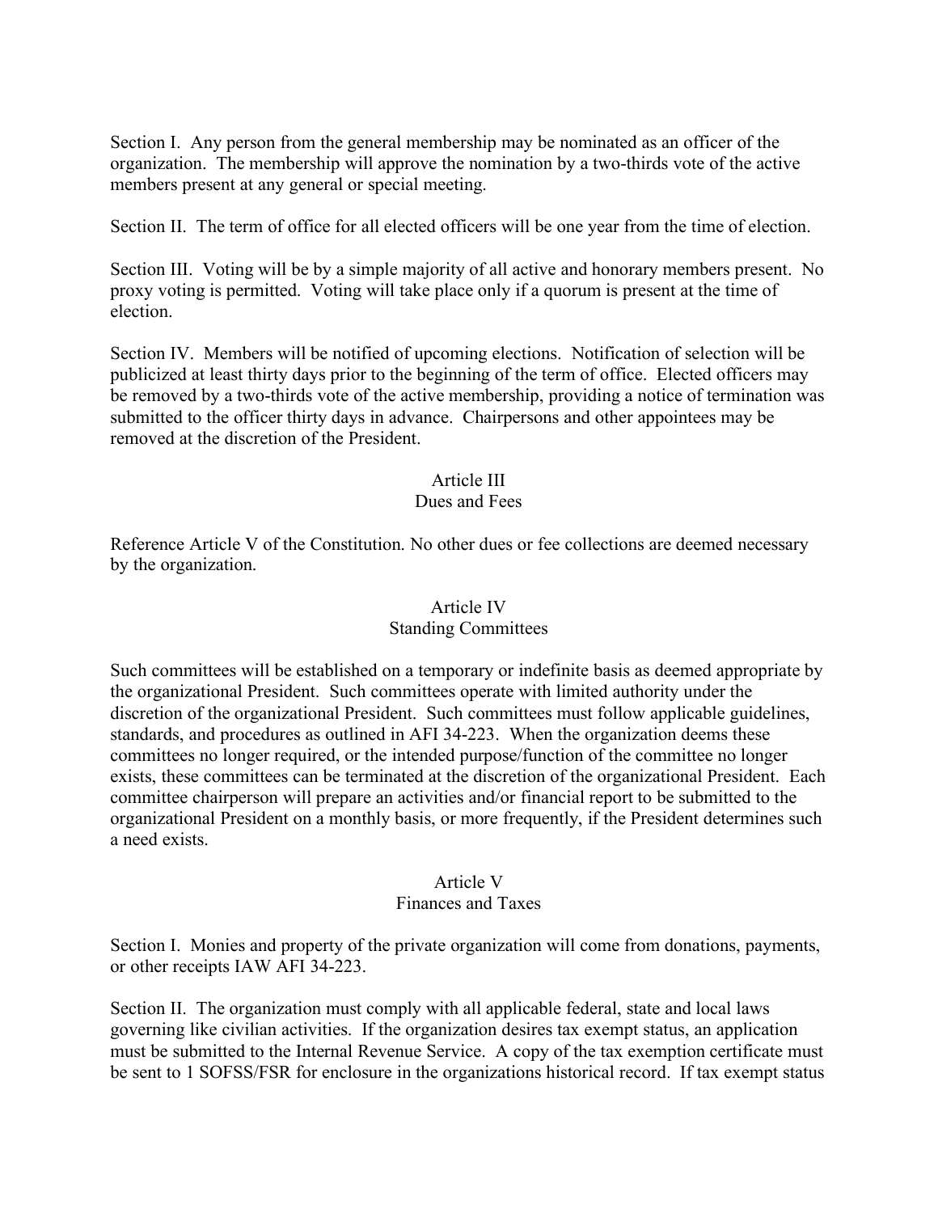Section I.  Any person from the general membership may be nominated as an officer of the organization.  The membership will approve the nomination by a two-thirds vote of the active members present at any general or special meeting.

Section II.  The term of office for all elected officers will be one year from the time of election.

Section III.  Voting will be by a simple majority of all active and honorary members present.  No proxy voting is permitted.  Voting will take place only if a quorum is present at the time of election.

Section IV.  Members will be notified of upcoming elections.  Notification of selection will be publicized at least thirty days prior to the beginning of the term of office.  Elected officers may be removed by a two-thirds vote of the active membership, providing a notice of termination was submitted to the officer thirty days in advance.  Chairpersons and other appointees may be removed at the discretion of the President.

## Article III
## Dues and Fees

Reference Article V of the Constitution. No other dues or fee collections are deemed necessary by the organization.

## Article IV
## Standing Committees

Such committees will be established on a temporary or indefinite basis as deemed appropriate by the organizational President.  Such committees operate with limited authority under the discretion of the organizational President.  Such committees must follow applicable guidelines, standards, and procedures as outlined in AFI 34-223.  When the organization deems these committees no longer required, or the intended purpose/function of the committee no longer exists, these committees can be terminated at the discretion of the organizational President.  Each committee chairperson will prepare an activities and/or financial report to be submitted to the organizational President on a monthly basis, or more frequently, if the President determines such a need exists.

## Article V
## Finances and Taxes

Section I.  Monies and property of the private organization will come from donations, payments, or other receipts IAW AFI 34-223.

Section II.  The organization must comply with all applicable federal, state and local laws governing like civilian activities.  If the organization desires tax exempt status, an application must be submitted to the Internal Revenue Service.  A copy of the tax exemption certificate must be sent to 1 SOFSS/FSR for enclosure in the organizations historical record.  If tax exempt status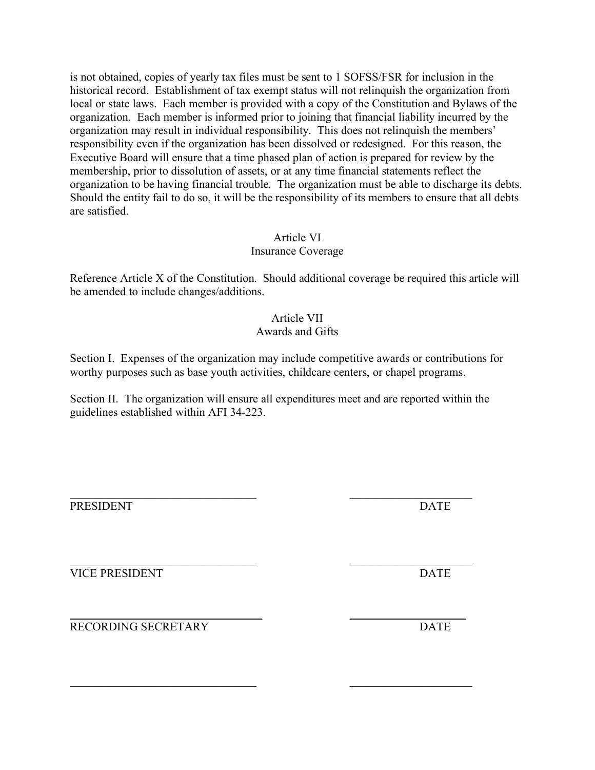is not obtained, copies of yearly tax files must be sent to 1 SOFSS/FSR for inclusion in the historical record. Establishment of tax exempt status will not relinquish the organization from local or state laws. Each member is provided with a copy of the Constitution and Bylaws of the organization. Each member is informed prior to joining that financial liability incurred by the organization may result in individual responsibility. This does not relinquish the members' responsibility even if the organization has been dissolved or redesigned. For this reason, the Executive Board will ensure that a time phased plan of action is prepared for review by the membership, prior to dissolution of assets, or at any time financial statements reflect the organization to be having financial trouble. The organization must be able to discharge its debts. Should the entity fail to do so, it will be the responsibility of its members to ensure that all debts are satisfied.

## Article VI
## Insurance Coverage

Reference Article X of the Constitution. Should additional coverage be required this article will be amended to include changes/additions.

## Article VII
## Awards and Gifts

Section I. Expenses of the organization may include competitive awards or contributions for worthy purposes such as base youth activities, childcare centers, or chapel programs.

Section II. The organization will ensure all expenditures meet and are reported within the guidelines established within AFI 34-223.

\_\_\_\_\_\_\_\_\_\_\_\_\_\_\_\_\_\_\_\_\_\_\_\_\_\_\_\_\_\_\_\_ \_\_\_\_\_\_\_\_\_\_\_\_\_\_\_\_\_\_\_\_
PRESIDENT DATE

\_\_\_\_\_\_\_\_\_\_\_\_\_\_\_\_\_\_\_\_\_\_\_\_\_\_\_\_\_\_\_\_ \_\_\_\_\_\_\_\_\_\_\_\_\_\_\_\_\_\_\_\_
VICE PRESIDENT DATE

\_\_\_\_\_\_\_\_\_\_\_\_\_\_\_\_\_\_\_\_\_\_\_\_\_\_\_\_\_\_\_\_ \_\_\_\_\_\_\_\_\_\_\_\_\_\_\_\_\_\_\_\_
RECORDING SECRETARY DATE

\_\_\_\_\_\_\_\_\_\_\_\_\_\_\_\_\_\_\_\_\_\_\_\_\_\_\_\_\_\_\_\_ \_\_\_\_\_\_\_\_\_\_\_\_\_\_\_\_\_\_\_\_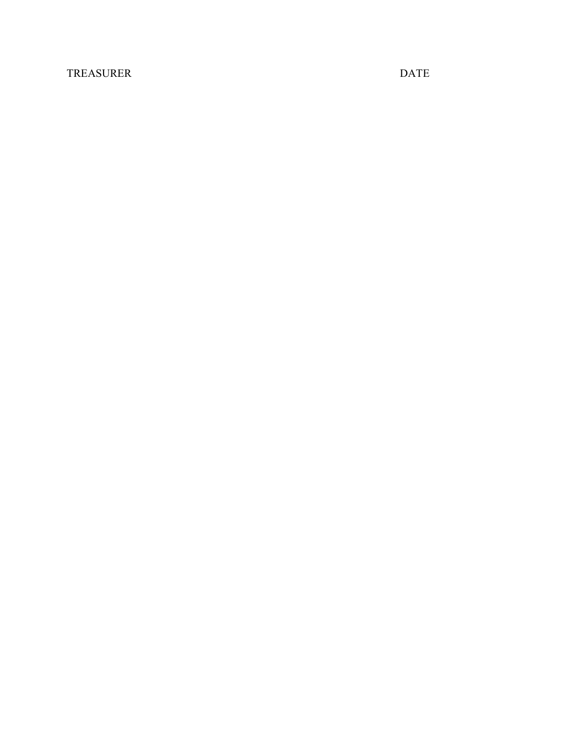TREASURER DATE